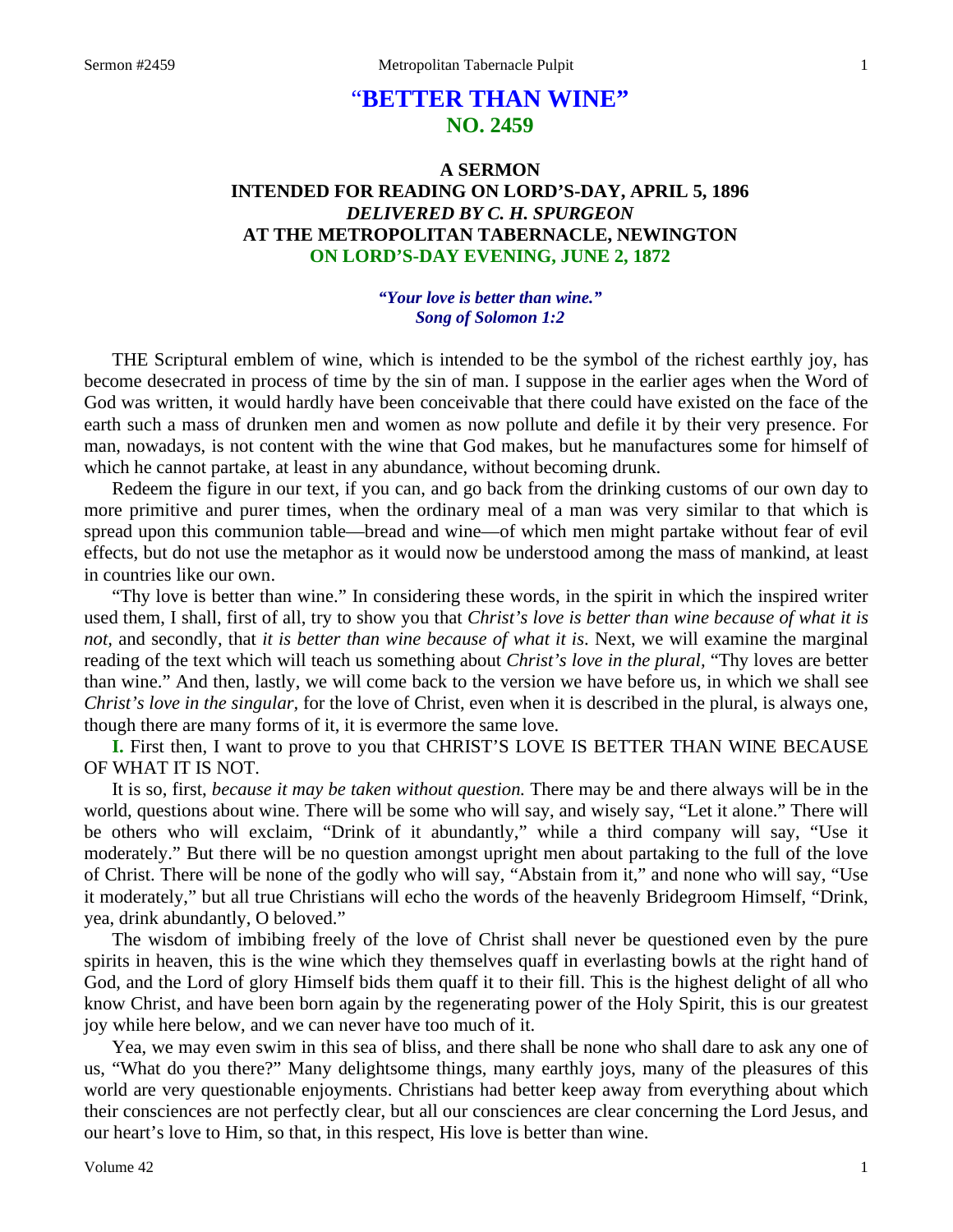# "BETTER THAN WINE"
## NO. 2459

### A SERMON
### INTENDED FOR READING ON LORD'S-DAY, APRIL 5, 1896
### *DELIVERED BY C. H. SPURGEON*
### AT THE METROPOLITAN TABERNACLE, NEWINGTON
### ON LORD'S-DAY EVENING, JUNE 2, 1872

***"Your love is better than wine." Song of Solomon 1:2***

THE Scriptural emblem of wine, which is intended to be the symbol of the richest earthly joy, has become desecrated in process of time by the sin of man. I suppose in the earlier ages when the Word of God was written, it would hardly have been conceivable that there could have existed on the face of the earth such a mass of drunken men and women as now pollute and defile it by their very presence. For man, nowadays, is not content with the wine that God makes, but he manufactures some for himself of which he cannot partake, at least in any abundance, without becoming drunk.

Redeem the figure in our text, if you can, and go back from the drinking customs of our own day to more primitive and purer times, when the ordinary meal of a man was very similar to that which is spread upon this communion table—bread and wine—of which men might partake without fear of evil effects, but do not use the metaphor as it would now be understood among the mass of mankind, at least in countries like our own.

"Thy love is better than wine." In considering these words, in the spirit in which the inspired writer used them, I shall, first of all, try to show you that *Christ's love is better than wine because of what it is not,* and secondly, that *it is better than wine because of what it is*. Next, we will examine the marginal reading of the text which will teach us something about *Christ's love in the plural,* "Thy loves are better than wine." And then, lastly, we will come back to the version we have before us, in which we shall see *Christ's love in the singular,* for the love of Christ, even when it is described in the plural, is always one, though there are many forms of it, it is evermore the same love.

**I.** First then, I want to prove to you that CHRIST'S LOVE IS BETTER THAN WINE BECAUSE OF WHAT IT IS NOT.

It is so, first, *because it may be taken without question.* There may be and there always will be in the world, questions about wine. There will be some who will say, and wisely say, "Let it alone." There will be others who will exclaim, "Drink of it abundantly," while a third company will say, "Use it moderately." But there will be no question amongst upright men about partaking to the full of the love of Christ. There will be none of the godly who will say, "Abstain from it," and none who will say, "Use it moderately," but all true Christians will echo the words of the heavenly Bridegroom Himself, "Drink, yea, drink abundantly, O beloved."

The wisdom of imbibing freely of the love of Christ shall never be questioned even by the pure spirits in heaven, this is the wine which they themselves quaff in everlasting bowls at the right hand of God, and the Lord of glory Himself bids them quaff it to their fill. This is the highest delight of all who know Christ, and have been born again by the regenerating power of the Holy Spirit, this is our greatest joy while here below, and we can never have too much of it.

Yea, we may even swim in this sea of bliss, and there shall be none who shall dare to ask any one of us, "What do you there?" Many delightsome things, many earthly joys, many of the pleasures of this world are very questionable enjoyments. Christians had better keep away from everything about which their consciences are not perfectly clear, but all our consciences are clear concerning the Lord Jesus, and our heart's love to Him, so that, in this respect, His love is better than wine.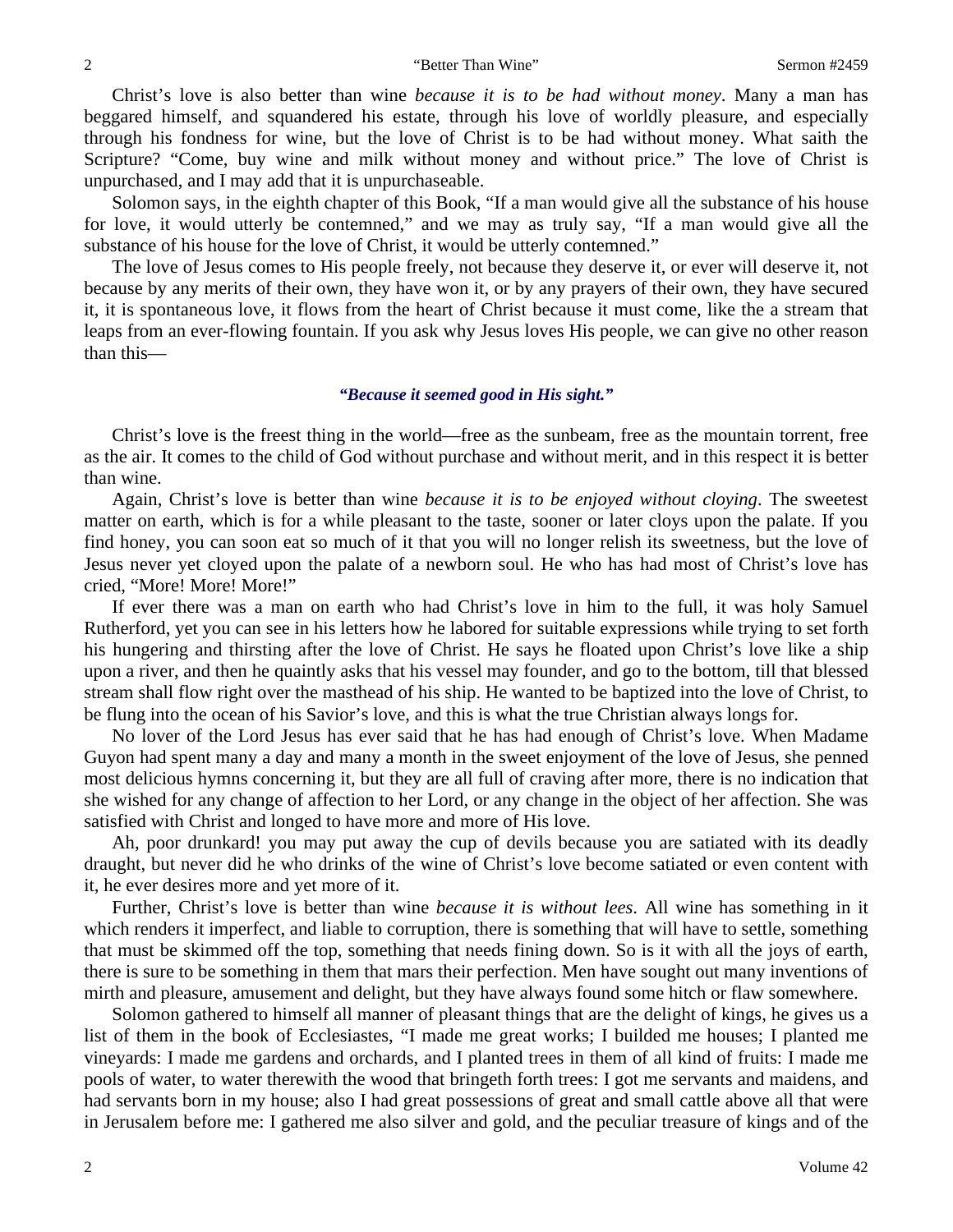Christ's love is also better than wine *because it is to be had without money*. Many a man has beggared himself, and squandered his estate, through his love of worldly pleasure, and especially through his fondness for wine, but the love of Christ is to be had without money. What saith the Scripture? "Come, buy wine and milk without money and without price." The love of Christ is unpurchased, and I may add that it is unpurchaseable.

Solomon says, in the eighth chapter of this Book, "If a man would give all the substance of his house for love, it would utterly be contemned," and we may as truly say, "If a man would give all the substance of his house for the love of Christ, it would be utterly contemned."

The love of Jesus comes to His people freely, not because they deserve it, or ever will deserve it, not because by any merits of their own, they have won it, or by any prayers of their own, they have secured it, it is spontaneous love, it flows from the heart of Christ because it must come, like the a stream that leaps from an ever-flowing fountain. If you ask why Jesus loves His people, we can give no other reason than this—

***"Because it seemed good in His sight."***

Christ's love is the freest thing in the world—free as the sunbeam, free as the mountain torrent, free as the air. It comes to the child of God without purchase and without merit, and in this respect it is better than wine.

Again, Christ's love is better than wine *because it is to be enjoyed without cloying*. The sweetest matter on earth, which is for a while pleasant to the taste, sooner or later cloys upon the palate. If you find honey, you can soon eat so much of it that you will no longer relish its sweetness, but the love of Jesus never yet cloyed upon the palate of a newborn soul. He who has had most of Christ's love has cried, "More! More! More!"

If ever there was a man on earth who had Christ's love in him to the full, it was holy Samuel Rutherford, yet you can see in his letters how he labored for suitable expressions while trying to set forth his hungering and thirsting after the love of Christ. He says he floated upon Christ's love like a ship upon a river, and then he quaintly asks that his vessel may founder, and go to the bottom, till that blessed stream shall flow right over the masthead of his ship. He wanted to be baptized into the love of Christ, to be flung into the ocean of his Savior's love, and this is what the true Christian always longs for.

No lover of the Lord Jesus has ever said that he has had enough of Christ's love. When Madame Guyon had spent many a day and many a month in the sweet enjoyment of the love of Jesus, she penned most delicious hymns concerning it, but they are all full of craving after more, there is no indication that she wished for any change of affection to her Lord, or any change in the object of her affection. She was satisfied with Christ and longed to have more and more of His love.

Ah, poor drunkard! you may put away the cup of devils because you are satiated with its deadly draught, but never did he who drinks of the wine of Christ's love become satiated or even content with it, he ever desires more and yet more of it.

Further, Christ's love is better than wine *because it is without lees*. All wine has something in it which renders it imperfect, and liable to corruption, there is something that will have to settle, something that must be skimmed off the top, something that needs fining down. So is it with all the joys of earth, there is sure to be something in them that mars their perfection. Men have sought out many inventions of mirth and pleasure, amusement and delight, but they have always found some hitch or flaw somewhere.

Solomon gathered to himself all manner of pleasant things that are the delight of kings, he gives us a list of them in the book of Ecclesiastes, "I made me great works; I builded me houses; I planted me vineyards: I made me gardens and orchards, and I planted trees in them of all kind of fruits: I made me pools of water, to water therewith the wood that bringeth forth trees: I got me servants and maidens, and had servants born in my house; also I had great possessions of great and small cattle above all that were in Jerusalem before me: I gathered me also silver and gold, and the peculiar treasure of kings and of the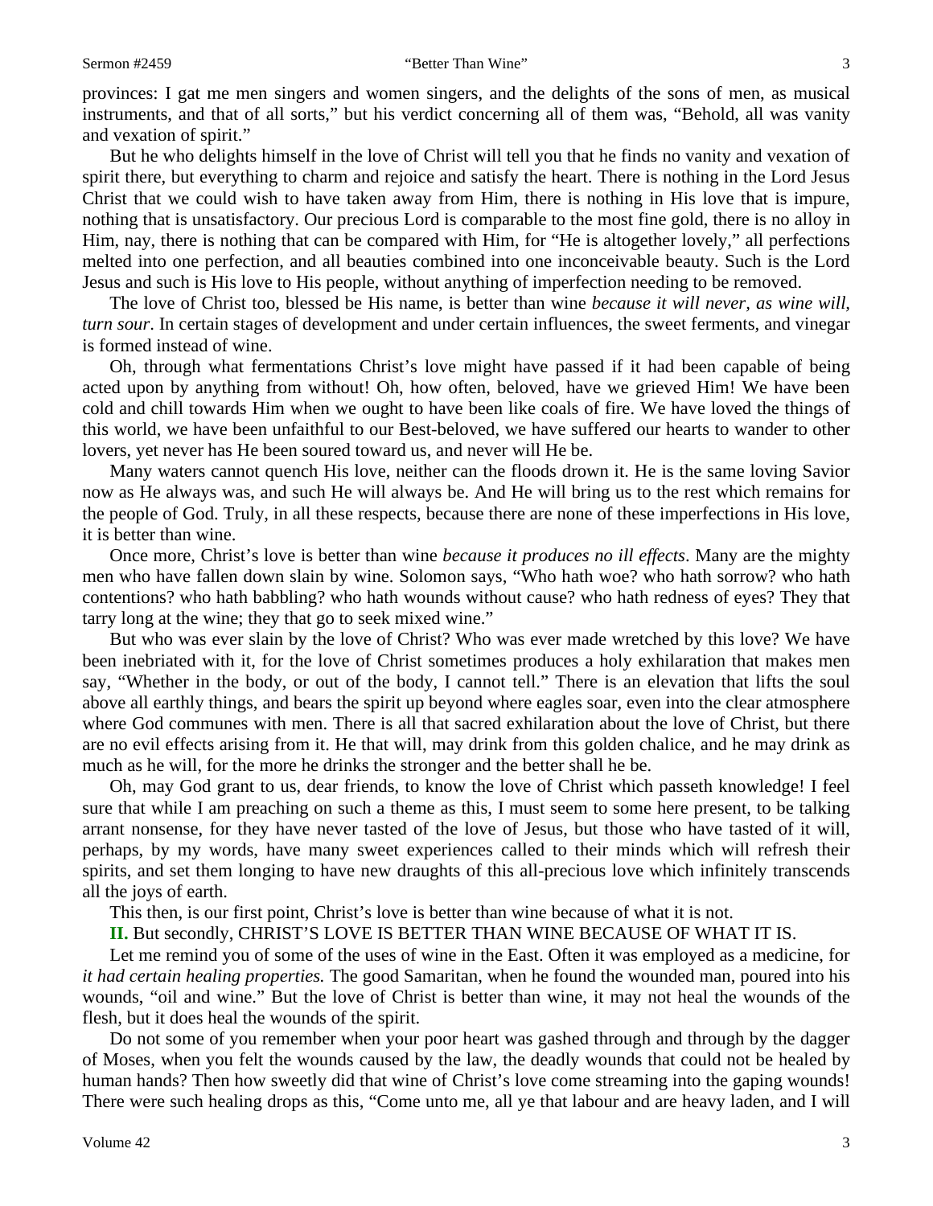provinces: I gat me men singers and women singers, and the delights of the sons of men, as musical instruments, and that of all sorts," but his verdict concerning all of them was, "Behold, all was vanity and vexation of spirit."

But he who delights himself in the love of Christ will tell you that he finds no vanity and vexation of spirit there, but everything to charm and rejoice and satisfy the heart. There is nothing in the Lord Jesus Christ that we could wish to have taken away from Him, there is nothing in His love that is impure, nothing that is unsatisfactory. Our precious Lord is comparable to the most fine gold, there is no alloy in Him, nay, there is nothing that can be compared with Him, for "He is altogether lovely," all perfections melted into one perfection, and all beauties combined into one inconceivable beauty. Such is the Lord Jesus and such is His love to His people, without anything of imperfection needing to be removed.

The love of Christ too, blessed be His name, is better than wine *because it will never, as wine will, turn sour*. In certain stages of development and under certain influences, the sweet ferments, and vinegar is formed instead of wine.

Oh, through what fermentations Christ's love might have passed if it had been capable of being acted upon by anything from without! Oh, how often, beloved, have we grieved Him! We have been cold and chill towards Him when we ought to have been like coals of fire. We have loved the things of this world, we have been unfaithful to our Best-beloved, we have suffered our hearts to wander to other lovers, yet never has He been soured toward us, and never will He be.

Many waters cannot quench His love, neither can the floods drown it. He is the same loving Savior now as He always was, and such He will always be. And He will bring us to the rest which remains for the people of God. Truly, in all these respects, because there are none of these imperfections in His love, it is better than wine.

Once more, Christ's love is better than wine *because it produces no ill effects*. Many are the mighty men who have fallen down slain by wine. Solomon says, "Who hath woe? who hath sorrow? who hath contentions? who hath babbling? who hath wounds without cause? who hath redness of eyes? They that tarry long at the wine; they that go to seek mixed wine."

But who was ever slain by the love of Christ? Who was ever made wretched by this love? We have been inebriated with it, for the love of Christ sometimes produces a holy exhilaration that makes men say, "Whether in the body, or out of the body, I cannot tell." There is an elevation that lifts the soul above all earthly things, and bears the spirit up beyond where eagles soar, even into the clear atmosphere where God communes with men. There is all that sacred exhilaration about the love of Christ, but there are no evil effects arising from it. He that will, may drink from this golden chalice, and he may drink as much as he will, for the more he drinks the stronger and the better shall he be.

Oh, may God grant to us, dear friends, to know the love of Christ which passeth knowledge! I feel sure that while I am preaching on such a theme as this, I must seem to some here present, to be talking arrant nonsense, for they have never tasted of the love of Jesus, but those who have tasted of it will, perhaps, by my words, have many sweet experiences called to their minds which will refresh their spirits, and set them longing to have new draughts of this all-precious love which infinitely transcends all the joys of earth.

This then, is our first point, Christ's love is better than wine because of what it is not.

**II.** But secondly, CHRIST'S LOVE IS BETTER THAN WINE BECAUSE OF WHAT IT IS.

Let me remind you of some of the uses of wine in the East. Often it was employed as a medicine, for *it had certain healing properties.* The good Samaritan, when he found the wounded man, poured into his wounds, "oil and wine." But the love of Christ is better than wine, it may not heal the wounds of the flesh, but it does heal the wounds of the spirit.

Do not some of you remember when your poor heart was gashed through and through by the dagger of Moses, when you felt the wounds caused by the law, the deadly wounds that could not be healed by human hands? Then how sweetly did that wine of Christ's love come streaming into the gaping wounds! There were such healing drops as this, "Come unto me, all ye that labour and are heavy laden, and I will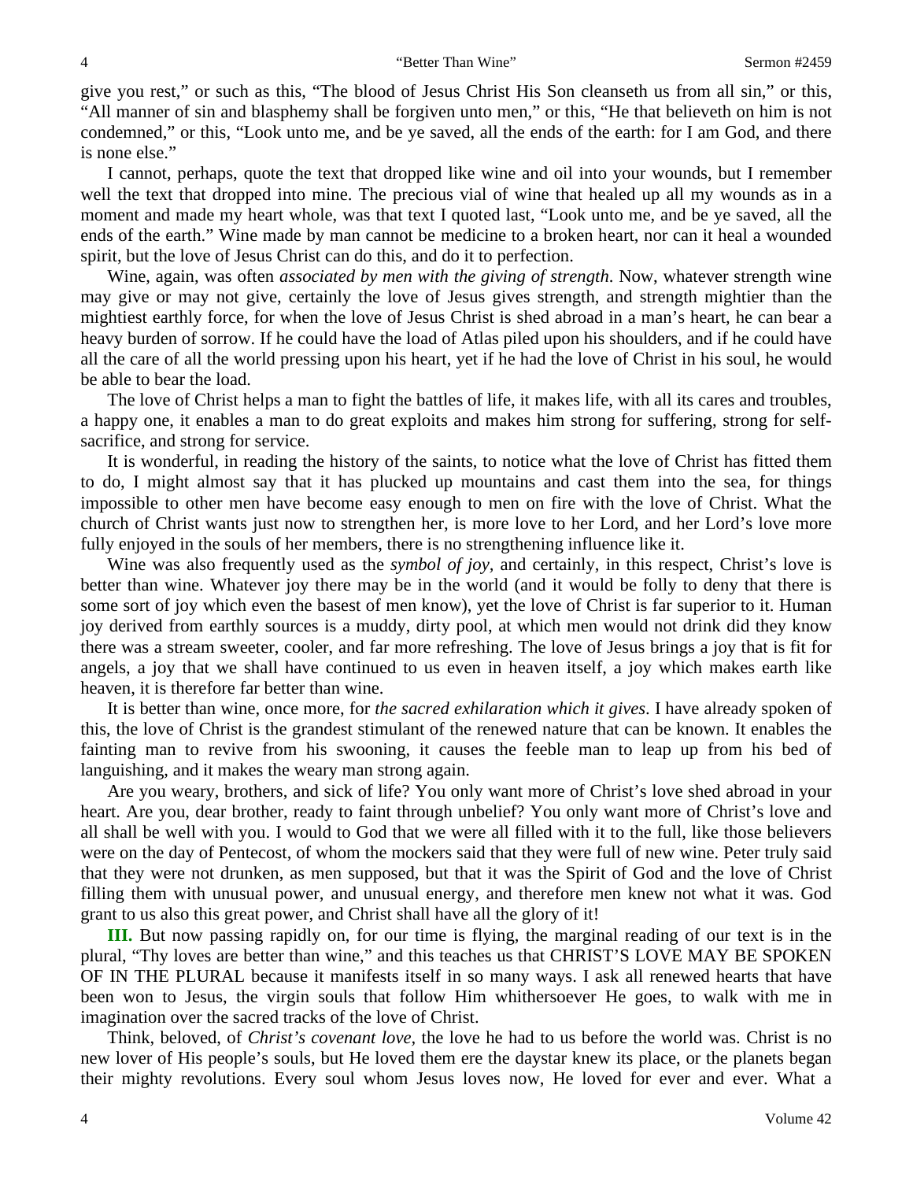give you rest," or such as this, "The blood of Jesus Christ His Son cleanseth us from all sin," or this, "All manner of sin and blasphemy shall be forgiven unto men," or this, "He that believeth on him is not condemned," or this, "Look unto me, and be ye saved, all the ends of the earth: for I am God, and there is none else."

I cannot, perhaps, quote the text that dropped like wine and oil into your wounds, but I remember well the text that dropped into mine. The precious vial of wine that healed up all my wounds as in a moment and made my heart whole, was that text I quoted last, "Look unto me, and be ye saved, all the ends of the earth." Wine made by man cannot be medicine to a broken heart, nor can it heal a wounded spirit, but the love of Jesus Christ can do this, and do it to perfection.

Wine, again, was often *associated by men with the giving of strength*. Now, whatever strength wine may give or may not give, certainly the love of Jesus gives strength, and strength mightier than the mightiest earthly force, for when the love of Jesus Christ is shed abroad in a man's heart, he can bear a heavy burden of sorrow. If he could have the load of Atlas piled upon his shoulders, and if he could have all the care of all the world pressing upon his heart, yet if he had the love of Christ in his soul, he would be able to bear the load.

The love of Christ helps a man to fight the battles of life, it makes life, with all its cares and troubles, a happy one, it enables a man to do great exploits and makes him strong for suffering, strong for self-sacrifice, and strong for service.

It is wonderful, in reading the history of the saints, to notice what the love of Christ has fitted them to do, I might almost say that it has plucked up mountains and cast them into the sea, for things impossible to other men have become easy enough to men on fire with the love of Christ. What the church of Christ wants just now to strengthen her, is more love to her Lord, and her Lord's love more fully enjoyed in the souls of her members, there is no strengthening influence like it.

Wine was also frequently used as the *symbol of joy*, and certainly, in this respect, Christ's love is better than wine. Whatever joy there may be in the world (and it would be folly to deny that there is some sort of joy which even the basest of men know), yet the love of Christ is far superior to it. Human joy derived from earthly sources is a muddy, dirty pool, at which men would not drink did they know there was a stream sweeter, cooler, and far more refreshing. The love of Jesus brings a joy that is fit for angels, a joy that we shall have continued to us even in heaven itself, a joy which makes earth like heaven, it is therefore far better than wine.

It is better than wine, once more, for *the sacred exhilaration which it gives*. I have already spoken of this, the love of Christ is the grandest stimulant of the renewed nature that can be known. It enables the fainting man to revive from his swooning, it causes the feeble man to leap up from his bed of languishing, and it makes the weary man strong again.

Are you weary, brothers, and sick of life? You only want more of Christ's love shed abroad in your heart. Are you, dear brother, ready to faint through unbelief? You only want more of Christ's love and all shall be well with you. I would to God that we were all filled with it to the full, like those believers were on the day of Pentecost, of whom the mockers said that they were full of new wine. Peter truly said that they were not drunken, as men supposed, but that it was the Spirit of God and the love of Christ filling them with unusual power, and unusual energy, and therefore men knew not what it was. God grant to us also this great power, and Christ shall have all the glory of it!

**III.** But now passing rapidly on, for our time is flying, the marginal reading of our text is in the plural, "Thy loves are better than wine," and this teaches us that CHRIST'S LOVE MAY BE SPOKEN OF IN THE PLURAL because it manifests itself in so many ways. I ask all renewed hearts that have been won to Jesus, the virgin souls that follow Him whithersoever He goes, to walk with me in imagination over the sacred tracks of the love of Christ.

Think, beloved, of *Christ's covenant love,* the love he had to us before the world was. Christ is no new lover of His people's souls, but He loved them ere the daystar knew its place, or the planets began their mighty revolutions. Every soul whom Jesus loves now, He loved for ever and ever. What a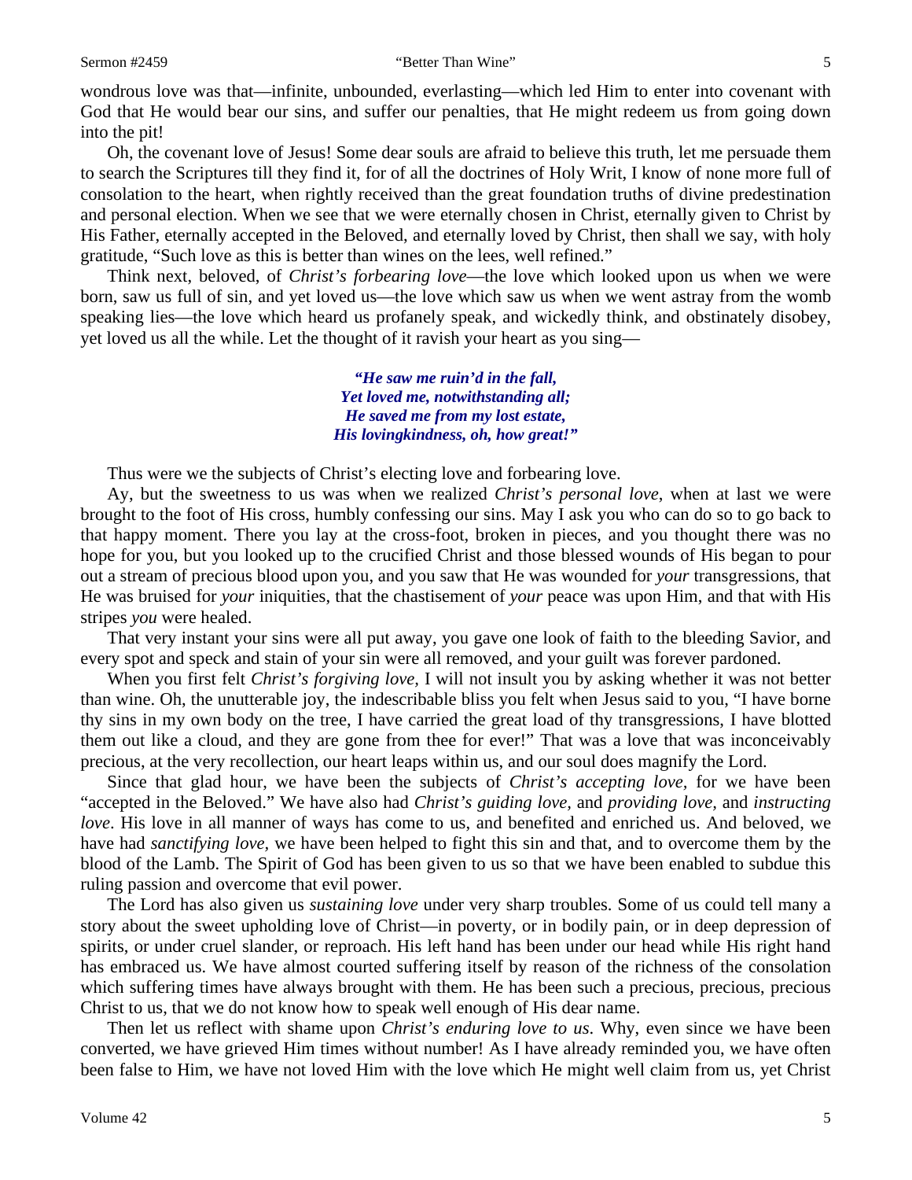wondrous love was that—infinite, unbounded, everlasting—which led Him to enter into covenant with God that He would bear our sins, and suffer our penalties, that He might redeem us from going down into the pit!

Oh, the covenant love of Jesus! Some dear souls are afraid to believe this truth, let me persuade them to search the Scriptures till they find it, for of all the doctrines of Holy Writ, I know of none more full of consolation to the heart, when rightly received than the great foundation truths of divine predestination and personal election. When we see that we were eternally chosen in Christ, eternally given to Christ by His Father, eternally accepted in the Beloved, and eternally loved by Christ, then shall we say, with holy gratitude, "Such love as this is better than wines on the lees, well refined."

Think next, beloved, of *Christ's forbearing love*—the love which looked upon us when we were born, saw us full of sin, and yet loved us—the love which saw us when we went astray from the womb speaking lies—the love which heard us profanely speak, and wickedly think, and obstinately disobey, yet loved us all the while. Let the thought of it ravish your heart as you sing—

> ***"He saw me ruin'd in the fall,***
> ***Yet loved me, notwithstanding all;***
> ***He saved me from my lost estate,***
> ***His lovingkindness, oh, how great!"***

Thus were we the subjects of Christ's electing love and forbearing love.

Ay, but the sweetness to us was when we realized *Christ's personal love,* when at last we were brought to the foot of His cross, humbly confessing our sins. May I ask you who can do so to go back to that happy moment. There you lay at the cross-foot, broken in pieces, and you thought there was no hope for you, but you looked up to the crucified Christ and those blessed wounds of His began to pour out a stream of precious blood upon you, and you saw that He was wounded for *your* transgressions, that He was bruised for *your* iniquities, that the chastisement of *your* peace was upon Him, and that with His stripes *you* were healed.

That very instant your sins were all put away, you gave one look of faith to the bleeding Savior, and every spot and speck and stain of your sin were all removed, and your guilt was forever pardoned.

When you first felt *Christ's forgiving love,* I will not insult you by asking whether it was not better than wine. Oh, the unutterable joy, the indescribable bliss you felt when Jesus said to you, "I have borne thy sins in my own body on the tree, I have carried the great load of thy transgressions, I have blotted them out like a cloud, and they are gone from thee for ever!" That was a love that was inconceivably precious, at the very recollection, our heart leaps within us, and our soul does magnify the Lord.

Since that glad hour, we have been the subjects of *Christ's accepting love,* for we have been "accepted in the Beloved." We have also had *Christ's guiding love,* and *providing love,* and *instructing love*. His love in all manner of ways has come to us, and benefited and enriched us. And beloved, we have had *sanctifying love,* we have been helped to fight this sin and that, and to overcome them by the blood of the Lamb. The Spirit of God has been given to us so that we have been enabled to subdue this ruling passion and overcome that evil power.

The Lord has also given us *sustaining love* under very sharp troubles. Some of us could tell many a story about the sweet upholding love of Christ—in poverty, or in bodily pain, or in deep depression of spirits, or under cruel slander, or reproach. His left hand has been under our head while His right hand has embraced us. We have almost courted suffering itself by reason of the richness of the consolation which suffering times have always brought with them. He has been such a precious, precious, precious Christ to us, that we do not know how to speak well enough of His dear name.

Then let us reflect with shame upon *Christ's enduring love to us*. Why, even since we have been converted, we have grieved Him times without number! As I have already reminded you, we have often been false to Him, we have not loved Him with the love which He might well claim from us, yet Christ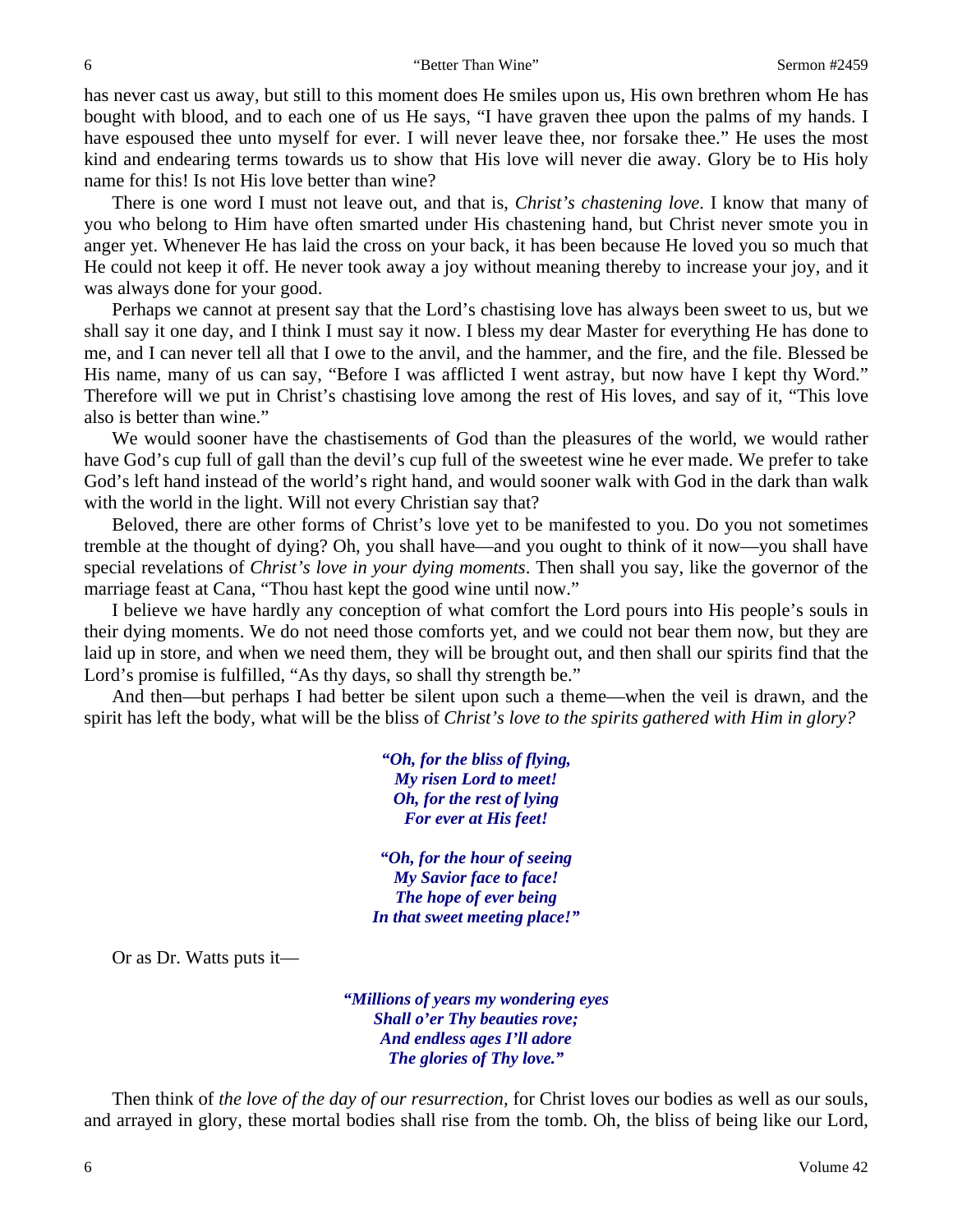has never cast us away, but still to this moment does He smiles upon us, His own brethren whom He has bought with blood, and to each one of us He says, "I have graven thee upon the palms of my hands. I have espoused thee unto myself for ever. I will never leave thee, nor forsake thee." He uses the most kind and endearing terms towards us to show that His love will never die away. Glory be to His holy name for this! Is not His love better than wine?

There is one word I must not leave out, and that is, *Christ's chastening love*. I know that many of you who belong to Him have often smarted under His chastening hand, but Christ never smote you in anger yet. Whenever He has laid the cross on your back, it has been because He loved you so much that He could not keep it off. He never took away a joy without meaning thereby to increase your joy, and it was always done for your good.

Perhaps we cannot at present say that the Lord's chastising love has always been sweet to us, but we shall say it one day, and I think I must say it now. I bless my dear Master for everything He has done to me, and I can never tell all that I owe to the anvil, and the hammer, and the fire, and the file. Blessed be His name, many of us can say, "Before I was afflicted I went astray, but now have I kept thy Word." Therefore will we put in Christ's chastising love among the rest of His loves, and say of it, "This love also is better than wine."

We would sooner have the chastisements of God than the pleasures of the world, we would rather have God's cup full of gall than the devil's cup full of the sweetest wine he ever made. We prefer to take God's left hand instead of the world's right hand, and would sooner walk with God in the dark than walk with the world in the light. Will not every Christian say that?

Beloved, there are other forms of Christ's love yet to be manifested to you. Do you not sometimes tremble at the thought of dying? Oh, you shall have—and you ought to think of it now—you shall have special revelations of *Christ's love in your dying moments*. Then shall you say, like the governor of the marriage feast at Cana, "Thou hast kept the good wine until now."

I believe we have hardly any conception of what comfort the Lord pours into His people's souls in their dying moments. We do not need those comforts yet, and we could not bear them now, but they are laid up in store, and when we need them, they will be brought out, and then shall our spirits find that the Lord's promise is fulfilled, "As thy days, so shall thy strength be."

And then—but perhaps I had better be silent upon such a theme—when the veil is drawn, and the spirit has left the body, what will be the bliss of *Christ's love to the spirits gathered with Him in glory?*

> ***"Oh, for the bliss of flying,***
> ***My risen Lord to meet!***
> ***Oh, for the rest of lying***
> ***For ever at His feet!***
>
> ***"Oh, for the hour of seeing***
> ***My Savior face to face!***
> ***The hope of ever being***
> ***In that sweet meeting place!"***

Or as Dr. Watts puts it—

> ***"Millions of years my wondering eyes***
> ***Shall o'er Thy beauties rove;***
> ***And endless ages I'll adore***
> ***The glories of Thy love."***

Then think of *the love of the day of our resurrection*, for Christ loves our bodies as well as our souls, and arrayed in glory, these mortal bodies shall rise from the tomb. Oh, the bliss of being like our Lord,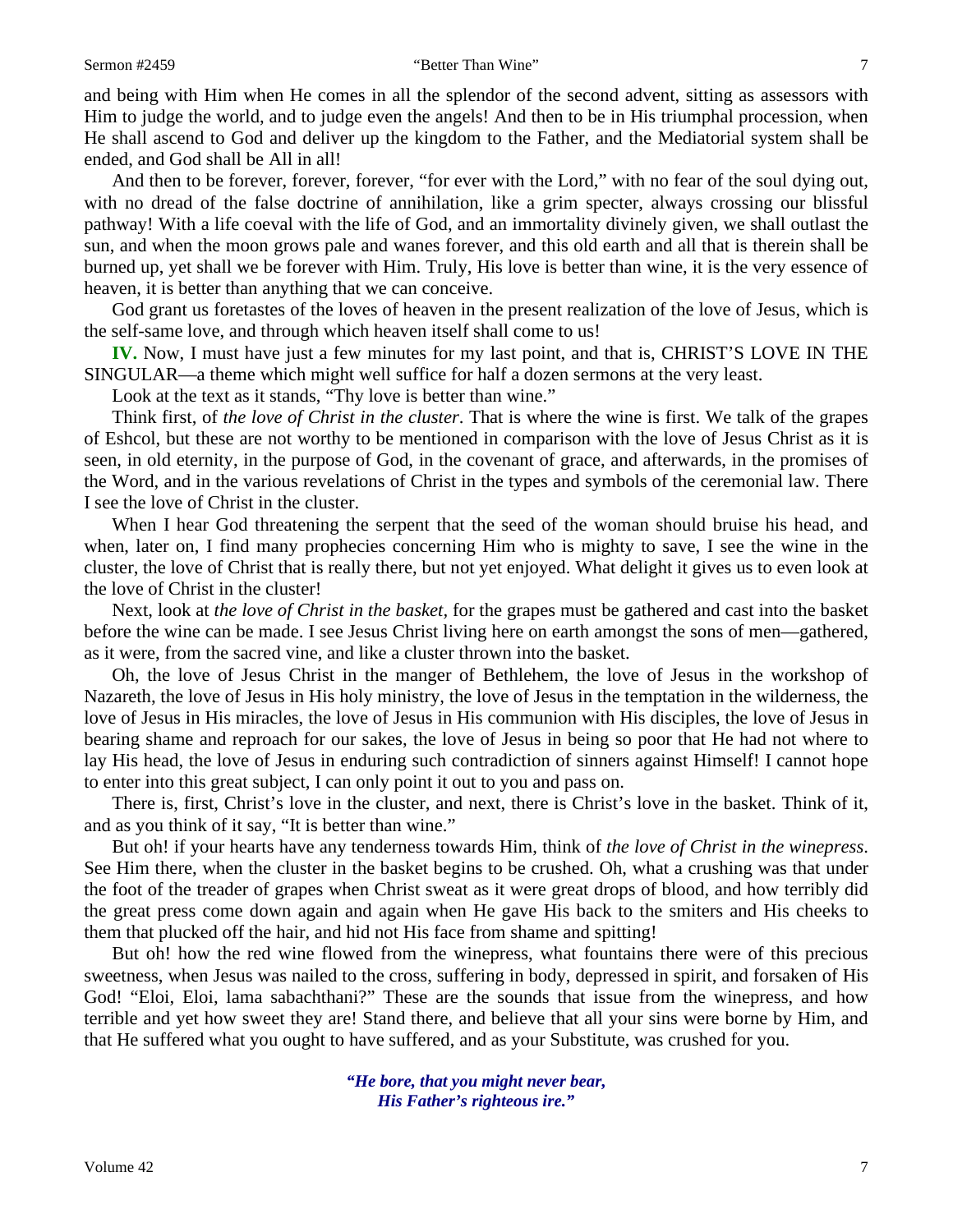and being with Him when He comes in all the splendor of the second advent, sitting as assessors with Him to judge the world, and to judge even the angels! And then to be in His triumphal procession, when He shall ascend to God and deliver up the kingdom to the Father, and the Mediatorial system shall be ended, and God shall be All in all!

And then to be forever, forever, forever, "for ever with the Lord," with no fear of the soul dying out, with no dread of the false doctrine of annihilation, like a grim specter, always crossing our blissful pathway! With a life coeval with the life of God, and an immortality divinely given, we shall outlast the sun, and when the moon grows pale and wanes forever, and this old earth and all that is therein shall be burned up, yet shall we be forever with Him. Truly, His love is better than wine, it is the very essence of heaven, it is better than anything that we can conceive.

God grant us foretastes of the loves of heaven in the present realization of the love of Jesus, which is the self-same love, and through which heaven itself shall come to us!

**IV.** Now, I must have just a few minutes for my last point, and that is, CHRIST'S LOVE IN THE SINGULAR—a theme which might well suffice for half a dozen sermons at the very least.

Look at the text as it stands, "Thy love is better than wine."

Think first, of *the love of Christ in the cluster*. That is where the wine is first. We talk of the grapes of Eshcol, but these are not worthy to be mentioned in comparison with the love of Jesus Christ as it is seen, in old eternity, in the purpose of God, in the covenant of grace, and afterwards, in the promises of the Word, and in the various revelations of Christ in the types and symbols of the ceremonial law. There I see the love of Christ in the cluster.

When I hear God threatening the serpent that the seed of the woman should bruise his head, and when, later on, I find many prophecies concerning Him who is mighty to save, I see the wine in the cluster, the love of Christ that is really there, but not yet enjoyed. What delight it gives us to even look at the love of Christ in the cluster!

Next, look at *the love of Christ in the basket*, for the grapes must be gathered and cast into the basket before the wine can be made. I see Jesus Christ living here on earth amongst the sons of men—gathered, as it were, from the sacred vine, and like a cluster thrown into the basket.

Oh, the love of Jesus Christ in the manger of Bethlehem, the love of Jesus in the workshop of Nazareth, the love of Jesus in His holy ministry, the love of Jesus in the temptation in the wilderness, the love of Jesus in His miracles, the love of Jesus in His communion with His disciples, the love of Jesus in bearing shame and reproach for our sakes, the love of Jesus in being so poor that He had not where to lay His head, the love of Jesus in enduring such contradiction of sinners against Himself! I cannot hope to enter into this great subject, I can only point it out to you and pass on.

There is, first, Christ's love in the cluster, and next, there is Christ's love in the basket. Think of it, and as you think of it say, "It is better than wine."

But oh! if your hearts have any tenderness towards Him, think of *the love of Christ in the winepress*. See Him there, when the cluster in the basket begins to be crushed. Oh, what a crushing was that under the foot of the treader of grapes when Christ sweat as it were great drops of blood, and how terribly did the great press come down again and again when He gave His back to the smiters and His cheeks to them that plucked off the hair, and hid not His face from shame and spitting!

But oh! how the red wine flowed from the winepress, what fountains there were of this precious sweetness, when Jesus was nailed to the cross, suffering in body, depressed in spirit, and forsaken of His God! "Eloi, Eloi, lama sabachthani?" These are the sounds that issue from the winepress, and how terrible and yet how sweet they are! Stand there, and believe that all your sins were borne by Him, and that He suffered what you ought to have suffered, and as your Substitute, was crushed for you.

> ***"He bore, that you might never bear,***
> ***His Father's righteous ire."***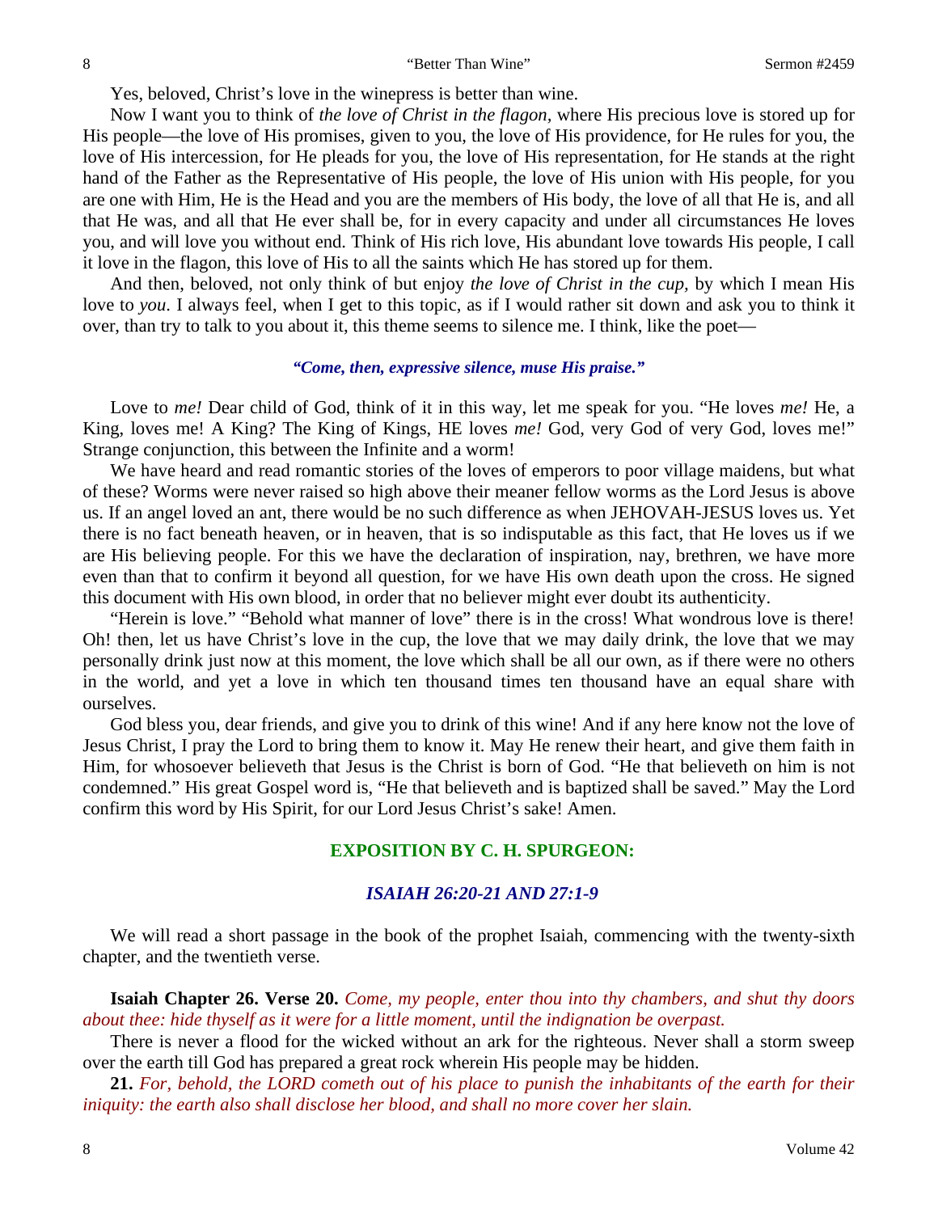Yes, beloved, Christ's love in the winepress is better than wine.

Now I want you to think of *the love of Christ in the flagon,* where His precious love is stored up for His people—the love of His promises, given to you, the love of His providence, for He rules for you, the love of His intercession, for He pleads for you, the love of His representation, for He stands at the right hand of the Father as the Representative of His people, the love of His union with His people, for you are one with Him, He is the Head and you are the members of His body, the love of all that He is, and all that He was, and all that He ever shall be, for in every capacity and under all circumstances He loves you, and will love you without end. Think of His rich love, His abundant love towards His people, I call it love in the flagon, this love of His to all the saints which He has stored up for them.

And then, beloved, not only think of but enjoy *the love of Christ in the cup,* by which I mean His love to *you*. I always feel, when I get to this topic, as if I would rather sit down and ask you to think it over, than try to talk to you about it, this theme seems to silence me. I think, like the poet—

***"Come, then, expressive silence, muse His praise."***

Love to *me!* Dear child of God, think of it in this way, let me speak for you. "He loves *me!* He, a King, loves me! A King? The King of Kings, HE loves *me!* God, very God of very God, loves me!" Strange conjunction, this between the Infinite and a worm!

We have heard and read romantic stories of the loves of emperors to poor village maidens, but what of these? Worms were never raised so high above their meaner fellow worms as the Lord Jesus is above us. If an angel loved an ant, there would be no such difference as when JEHOVAH-JESUS loves us. Yet there is no fact beneath heaven, or in heaven, that is so indisputable as this fact, that He loves us if we are His believing people. For this we have the declaration of inspiration, nay, brethren, we have more even than that to confirm it beyond all question, for we have His own death upon the cross. He signed this document with His own blood, in order that no believer might ever doubt its authenticity.

"Herein is love." "Behold what manner of love" there is in the cross! What wondrous love is there! Oh! then, let us have Christ's love in the cup, the love that we may daily drink, the love that we may personally drink just now at this moment, the love which shall be all our own, as if there were no others in the world, and yet a love in which ten thousand times ten thousand have an equal share with ourselves.

God bless you, dear friends, and give you to drink of this wine! And if any here know not the love of Jesus Christ, I pray the Lord to bring them to know it. May He renew their heart, and give them faith in Him, for whosoever believeth that Jesus is the Christ is born of God. "He that believeth on him is not condemned." His great Gospel word is, "He that believeth and is baptized shall be saved." May the Lord confirm this word by His Spirit, for our Lord Jesus Christ's sake! Amen.

## EXPOSITION BY C. H. SPURGEON:

### *ISAIAH 26:20-21 AND 27:1-9*

We will read a short passage in the book of the prophet Isaiah, commencing with the twenty-sixth chapter, and the twentieth verse.

**Isaiah Chapter 26. Verse 20.** *Come, my people, enter thou into thy chambers, and shut thy doors about thee: hide thyself as it were for a little moment, until the indignation be overpast.*

There is never a flood for the wicked without an ark for the righteous. Never shall a storm sweep over the earth till God has prepared a great rock wherein His people may be hidden.

**21.** *For, behold, the LORD cometh out of his place to punish the inhabitants of the earth for their iniquity: the earth also shall disclose her blood, and shall no more cover her slain.*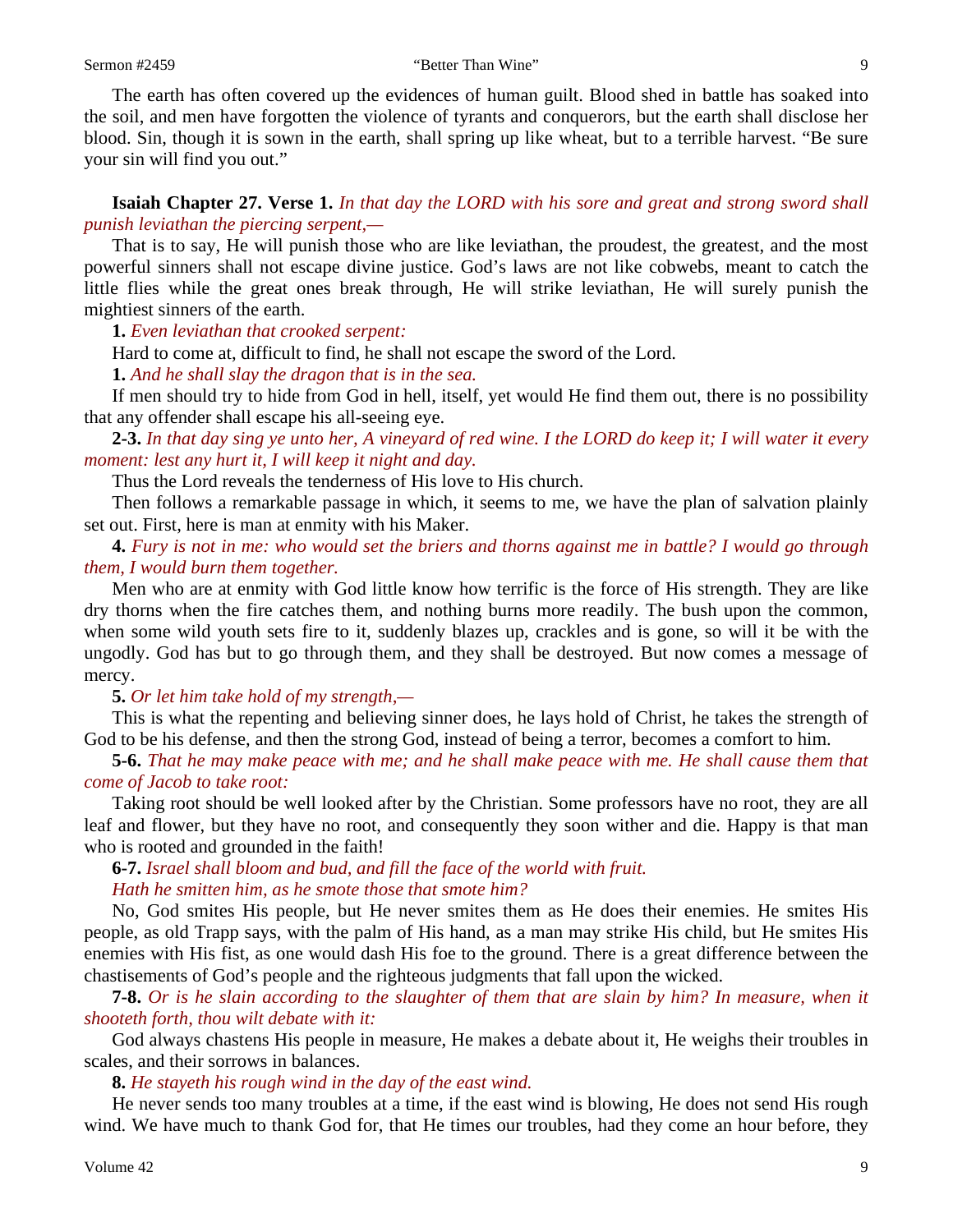The earth has often covered up the evidences of human guilt. Blood shed in battle has soaked into the soil, and men have forgotten the violence of tyrants and conquerors, but the earth shall disclose her blood. Sin, though it is sown in the earth, shall spring up like wheat, but to a terrible harvest. "Be sure your sin will find you out."

**Isaiah Chapter 27. Verse 1.** *In that day the LORD with his sore and great and strong sword shall punish leviathan the piercing serpent,—*

That is to say, He will punish those who are like leviathan, the proudest, the greatest, and the most powerful sinners shall not escape divine justice. God's laws are not like cobwebs, meant to catch the little flies while the great ones break through, He will strike leviathan, He will surely punish the mightiest sinners of the earth.

**1.** *Even leviathan that crooked serpent:*

Hard to come at, difficult to find, he shall not escape the sword of the Lord.

**1.** *And he shall slay the dragon that is in the sea.*

If men should try to hide from God in hell, itself, yet would He find them out, there is no possibility that any offender shall escape his all-seeing eye.

**2-3.** *In that day sing ye unto her, A vineyard of red wine. I the LORD do keep it; I will water it every moment: lest any hurt it, I will keep it night and day.*

Thus the Lord reveals the tenderness of His love to His church.

Then follows a remarkable passage in which, it seems to me, we have the plan of salvation plainly set out. First, here is man at enmity with his Maker.

**4.** *Fury is not in me: who would set the briers and thorns against me in battle? I would go through them, I would burn them together.*

Men who are at enmity with God little know how terrific is the force of His strength. They are like dry thorns when the fire catches them, and nothing burns more readily. The bush upon the common, when some wild youth sets fire to it, suddenly blazes up, crackles and is gone, so will it be with the ungodly. God has but to go through them, and they shall be destroyed. But now comes a message of mercy.

**5.** *Or let him take hold of my strength,—*

This is what the repenting and believing sinner does, he lays hold of Christ, he takes the strength of God to be his defense, and then the strong God, instead of being a terror, becomes a comfort to him.

**5-6.** *That he may make peace with me; and he shall make peace with me. He shall cause them that come of Jacob to take root:*

Taking root should be well looked after by the Christian. Some professors have no root, they are all leaf and flower, but they have no root, and consequently they soon wither and die. Happy is that man who is rooted and grounded in the faith!

**6-7.** *Israel shall bloom and bud, and fill the face of the world with fruit.*
*Hath he smitten him, as he smote those that smote him?*

No, God smites His people, but He never smites them as He does their enemies. He smites His people, as old Trapp says, with the palm of His hand, as a man may strike His child, but He smites His enemies with His fist, as one would dash His foe to the ground. There is a great difference between the chastisements of God's people and the righteous judgments that fall upon the wicked.

**7-8.** *Or is he slain according to the slaughter of them that are slain by him? In measure, when it shooteth forth, thou wilt debate with it:*

God always chastens His people in measure, He makes a debate about it, He weighs their troubles in scales, and their sorrows in balances.

**8.** *He stayeth his rough wind in the day of the east wind.*

He never sends too many troubles at a time, if the east wind is blowing, He does not send His rough wind. We have much to thank God for, that He times our troubles, had they come an hour before, they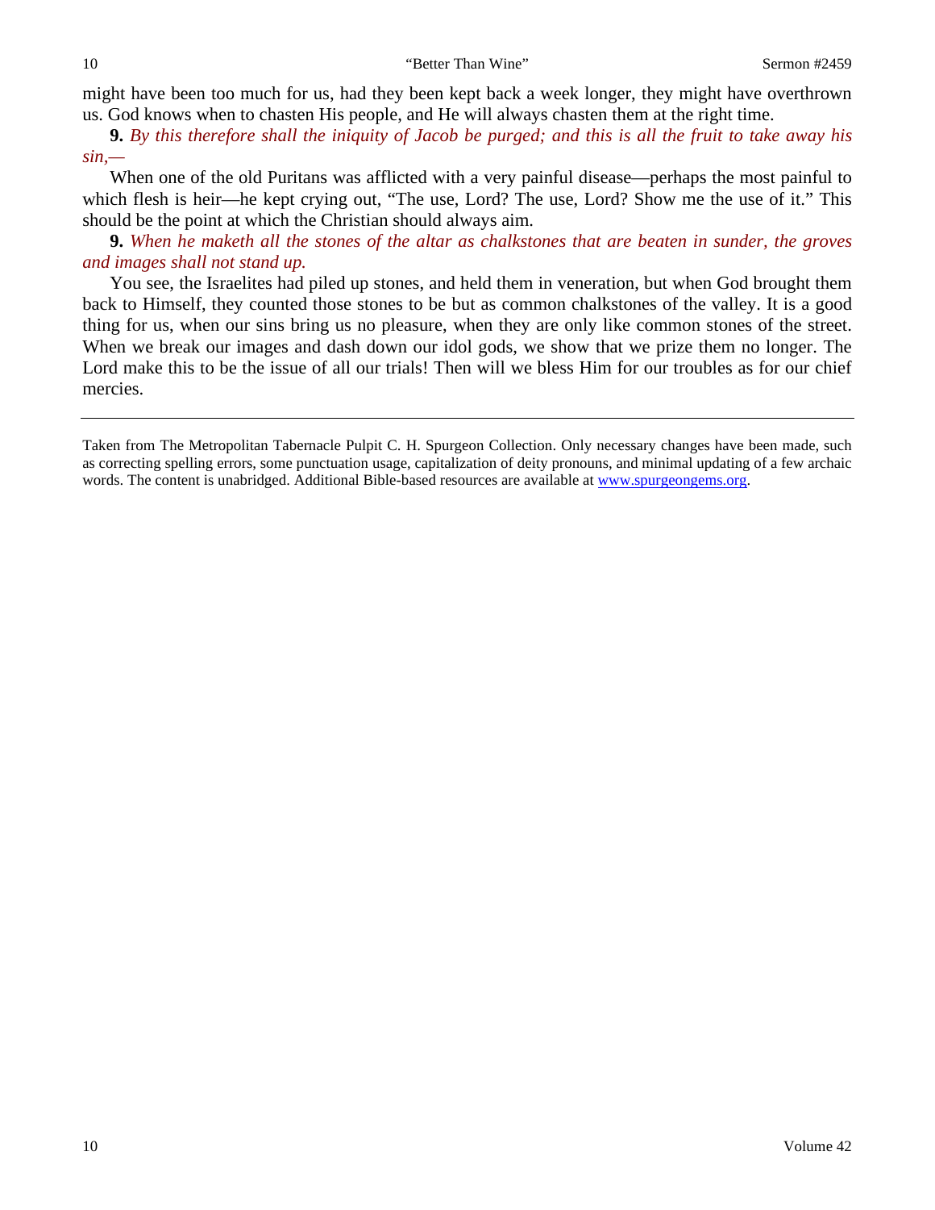might have been too much for us, had they been kept back a week longer, they might have overthrown us. God knows when to chasten His people, and He will always chasten them at the right time.

**9.** *By this therefore shall the iniquity of Jacob be purged; and this is all the fruit to take away his sin,—*

When one of the old Puritans was afflicted with a very painful disease—perhaps the most painful to which flesh is heir—he kept crying out, "The use, Lord? The use, Lord? Show me the use of it." This should be the point at which the Christian should always aim.

**9.** *When he maketh all the stones of the altar as chalkstones that are beaten in sunder, the groves and images shall not stand up.*

You see, the Israelites had piled up stones, and held them in veneration, but when God brought them back to Himself, they counted those stones to be but as common chalkstones of the valley. It is a good thing for us, when our sins bring us no pleasure, when they are only like common stones of the street. When we break our images and dash down our idol gods, we show that we prize them no longer. The Lord make this to be the issue of all our trials! Then will we bless Him for our troubles as for our chief mercies.

---

Taken from The Metropolitan Tabernacle Pulpit C. H. Spurgeon Collection. Only necessary changes have been made, such as correcting spelling errors, some punctuation usage, capitalization of deity pronouns, and minimal updating of a few archaic words. The content is unabridged. Additional Bible-based resources are available at www.spurgeongems.org.